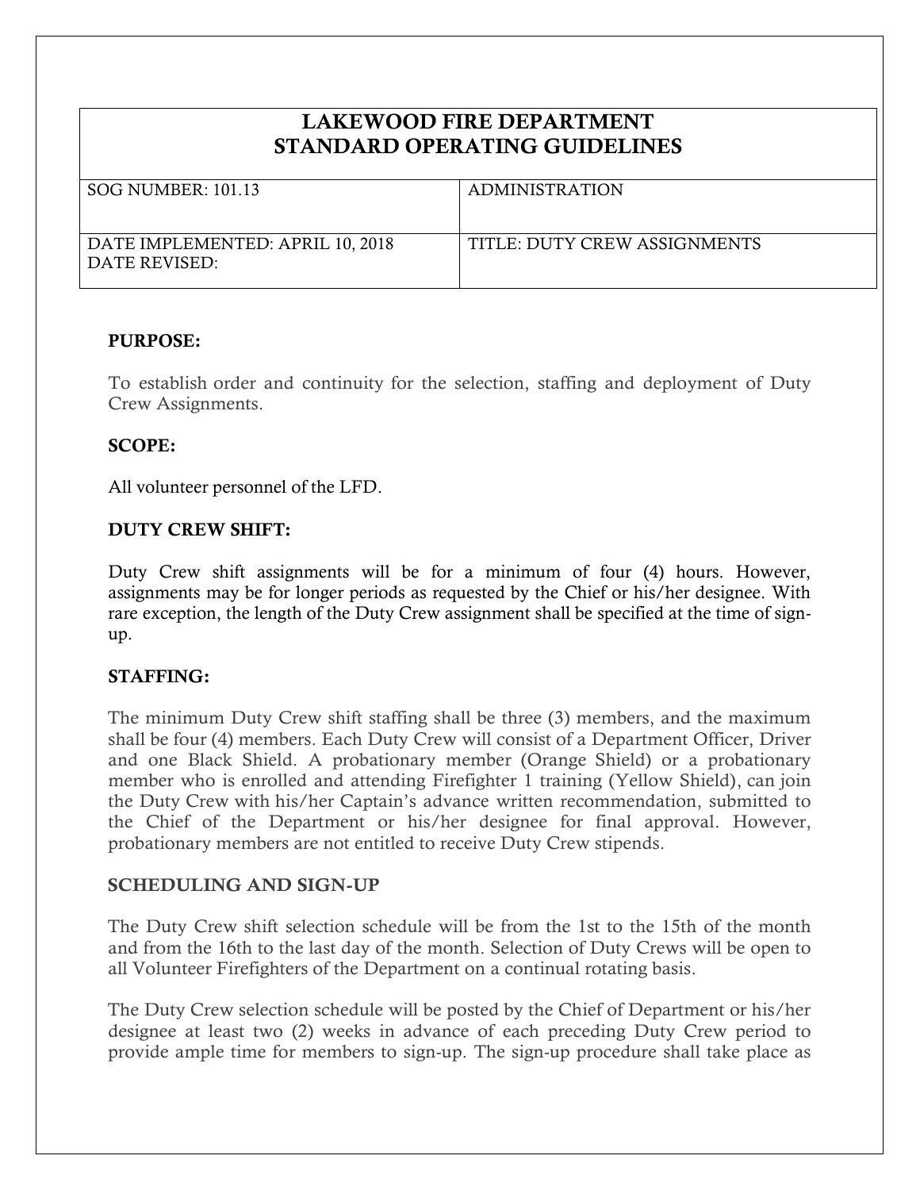# LAKEWOOD FIRE DEPARTMENT
# STANDARD OPERATING GUIDELINES

| SOG NUMBER: 101.13 | ADMINISTRATION |
|---|---|
| DATE IMPLEMENTED: APRIL 10, 2018<br>DATE REVISED: | TITLE: DUTY CREW ASSIGNMENTS |

**PURPOSE:**

To establish order and continuity for the selection, staffing and deployment of Duty Crew Assignments.

**SCOPE:**

All volunteer personnel of the LFD.

**DUTY CREW SHIFT:**

Duty Crew shift assignments will be for a minimum of four (4) hours. However, assignments may be for longer periods as requested by the Chief or his/her designee. With rare exception, the length of the Duty Crew assignment shall be specified at the time of sign-up.

**STAFFING:**

The minimum Duty Crew shift staffing shall be three (3) members, and the maximum shall be four (4) members. Each Duty Crew will consist of a Department Officer, Driver and one Black Shield. A probationary member (Orange Shield) or a probationary member who is enrolled and attending Firefighter 1 training (Yellow Shield), can join the Duty Crew with his/her Captain's advance written recommendation, submitted to the Chief of the Department or his/her designee for final approval. However, probationary members are not entitled to receive Duty Crew stipends.

**SCHEDULING AND SIGN-UP**

The Duty Crew shift selection schedule will be from the 1st to the 15th of the month and from the 16th to the last day of the month. Selection of Duty Crews will be open to all Volunteer Firefighters of the Department on a continual rotating basis.

The Duty Crew selection schedule will be posted by the Chief of Department or his/her designee at least two (2) weeks in advance of each preceding Duty Crew period to provide ample time for members to sign-up. The sign-up procedure shall take place as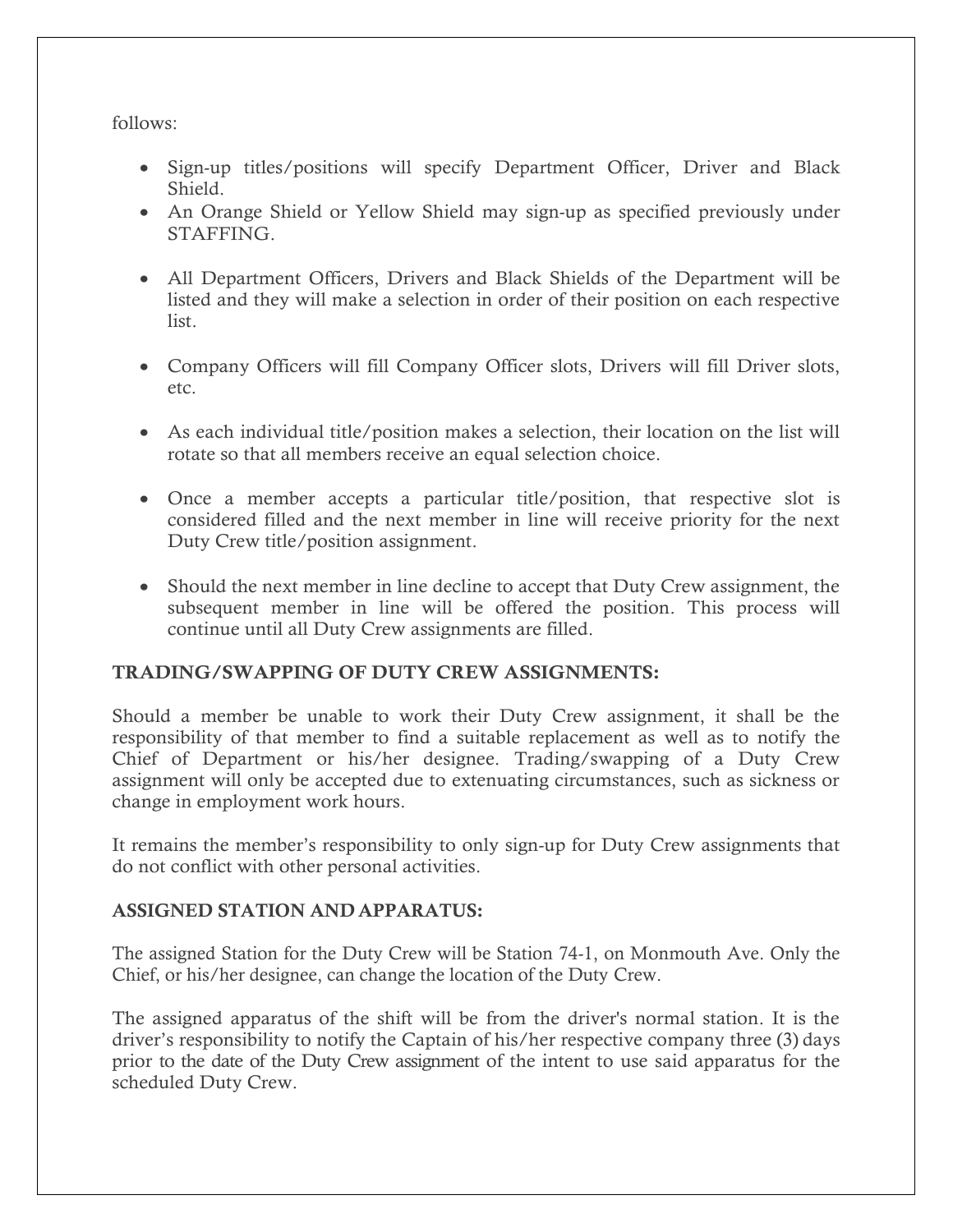follows:

- Sign-up titles/positions will specify Department Officer, Driver and Black Shield.
- An Orange Shield or Yellow Shield may sign-up as specified previously under STAFFING.
- All Department Officers, Drivers and Black Shields of the Department will be listed and they will make a selection in order of their position on each respective list.
- Company Officers will fill Company Officer slots, Drivers will fill Driver slots, etc.
- As each individual title/position makes a selection, their location on the list will rotate so that all members receive an equal selection choice.
- Once a member accepts a particular title/position, that respective slot is considered filled and the next member in line will receive priority for the next Duty Crew title/position assignment.
- Should the next member in line decline to accept that Duty Crew assignment, the subsequent member in line will be offered the position. This process will continue until all Duty Crew assignments are filled.

**TRADING/SWAPPING OF DUTY CREW ASSIGNMENTS:**

Should a member be unable to work their Duty Crew assignment, it shall be the responsibility of that member to find a suitable replacement as well as to notify the Chief of Department or his/her designee. Trading/swapping of a Duty Crew assignment will only be accepted due to extenuating circumstances, such as sickness or change in employment work hours.

It remains the member's responsibility to only sign-up for Duty Crew assignments that do not conflict with other personal activities.

**ASSIGNED STATION AND APPARATUS:**

The assigned Station for the Duty Crew will be Station 74-1, on Monmouth Ave. Only the Chief, or his/her designee, can change the location of the Duty Crew.

The assigned apparatus of the shift will be from the driver's normal station. It is the driver's responsibility to notify the Captain of his/her respective company three (3) days prior to the date of the Duty Crew assignment of the intent to use said apparatus for the scheduled Duty Crew.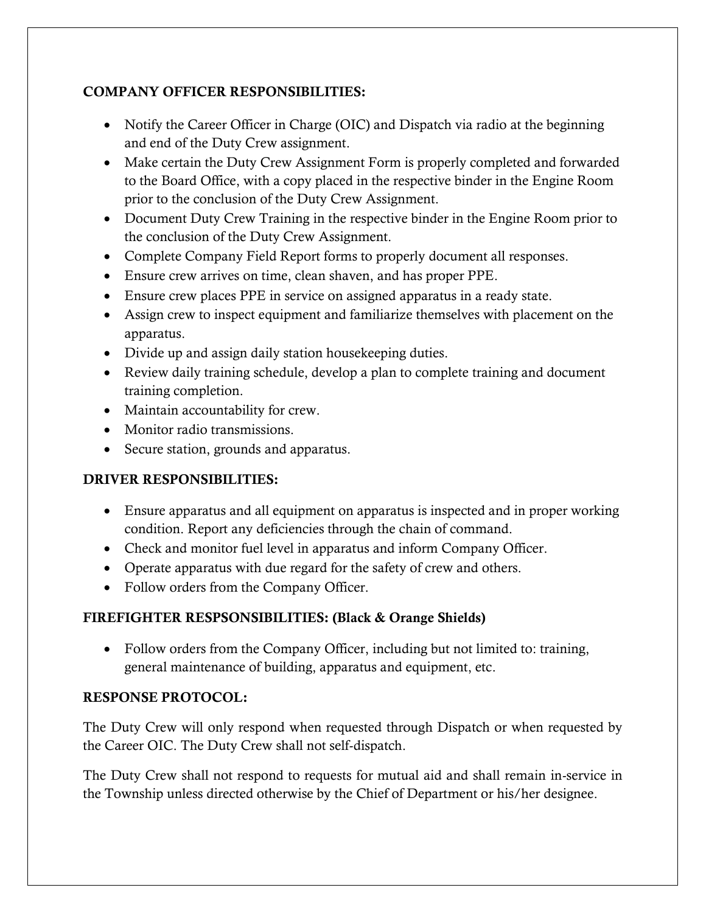**COMPANY OFFICER RESPONSIBILITIES:**

- Notify the Career Officer in Charge (OIC) and Dispatch via radio at the beginning and end of the Duty Crew assignment.
- Make certain the Duty Crew Assignment Form is properly completed and forwarded to the Board Office, with a copy placed in the respective binder in the Engine Room prior to the conclusion of the Duty Crew Assignment.
- Document Duty Crew Training in the respective binder in the Engine Room prior to the conclusion of the Duty Crew Assignment.
- Complete Company Field Report forms to properly document all responses.
- Ensure crew arrives on time, clean shaven, and has proper PPE.
- Ensure crew places PPE in service on assigned apparatus in a ready state.
- Assign crew to inspect equipment and familiarize themselves with placement on the apparatus.
- Divide up and assign daily station housekeeping duties.
- Review daily training schedule, develop a plan to complete training and document training completion.
- Maintain accountability for crew.
- Monitor radio transmissions.
- Secure station, grounds and apparatus.

**DRIVER RESPONSIBILITIES:**

- Ensure apparatus and all equipment on apparatus is inspected and in proper working condition. Report any deficiencies through the chain of command.
- Check and monitor fuel level in apparatus and inform Company Officer.
- Operate apparatus with due regard for the safety of crew and others.
- Follow orders from the Company Officer.

**FIREFIGHTER RESPSONSIBILITIES: (Black & Orange Shields)**

- Follow orders from the Company Officer, including but not limited to: training, general maintenance of building, apparatus and equipment, etc.

**RESPONSE PROTOCOL:**

The Duty Crew will only respond when requested through Dispatch or when requested by the Career OIC. The Duty Crew shall not self-dispatch.

The Duty Crew shall not respond to requests for mutual aid and shall remain in-service in the Township unless directed otherwise by the Chief of Department or his/her designee.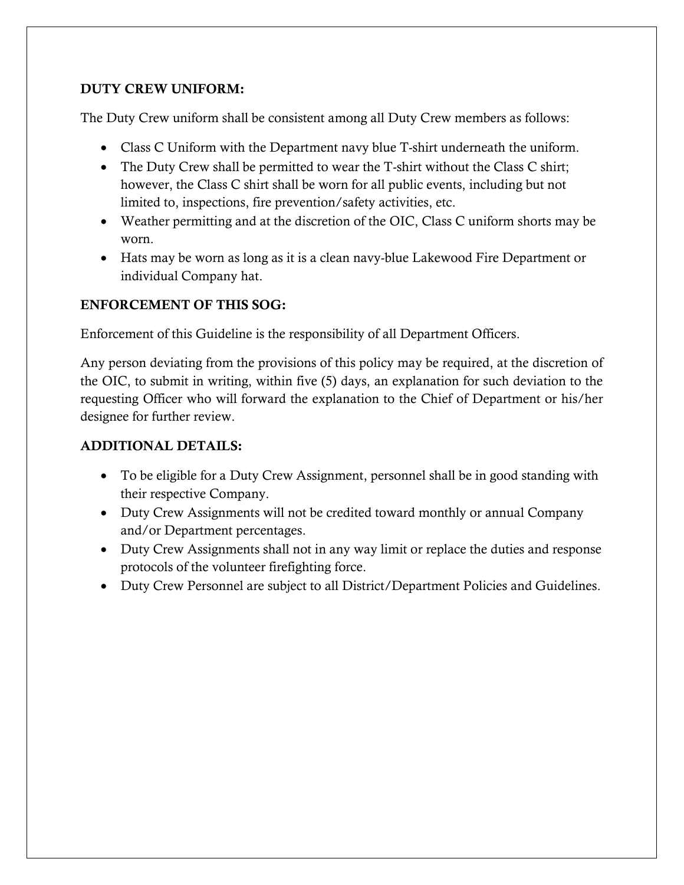**DUTY CREW UNIFORM:**

The Duty Crew uniform shall be consistent among all Duty Crew members as follows:

- Class C Uniform with the Department navy blue T-shirt underneath the uniform.
- The Duty Crew shall be permitted to wear the T-shirt without the Class C shirt; however, the Class C shirt shall be worn for all public events, including but not limited to, inspections, fire prevention/safety activities, etc.
- Weather permitting and at the discretion of the OIC, Class C uniform shorts may be worn.
- Hats may be worn as long as it is a clean navy-blue Lakewood Fire Department or individual Company hat.

**ENFORCEMENT OF THIS SOG:**

Enforcement of this Guideline is the responsibility of all Department Officers.

Any person deviating from the provisions of this policy may be required, at the discretion of the OIC, to submit in writing, within five (5) days, an explanation for such deviation to the requesting Officer who will forward the explanation to the Chief of Department or his/her designee for further review.

**ADDITIONAL DETAILS:**

- To be eligible for a Duty Crew Assignment, personnel shall be in good standing with their respective Company.
- Duty Crew Assignments will not be credited toward monthly or annual Company and/or Department percentages.
- Duty Crew Assignments shall not in any way limit or replace the duties and response protocols of the volunteer firefighting force.
- Duty Crew Personnel are subject to all District/Department Policies and Guidelines.